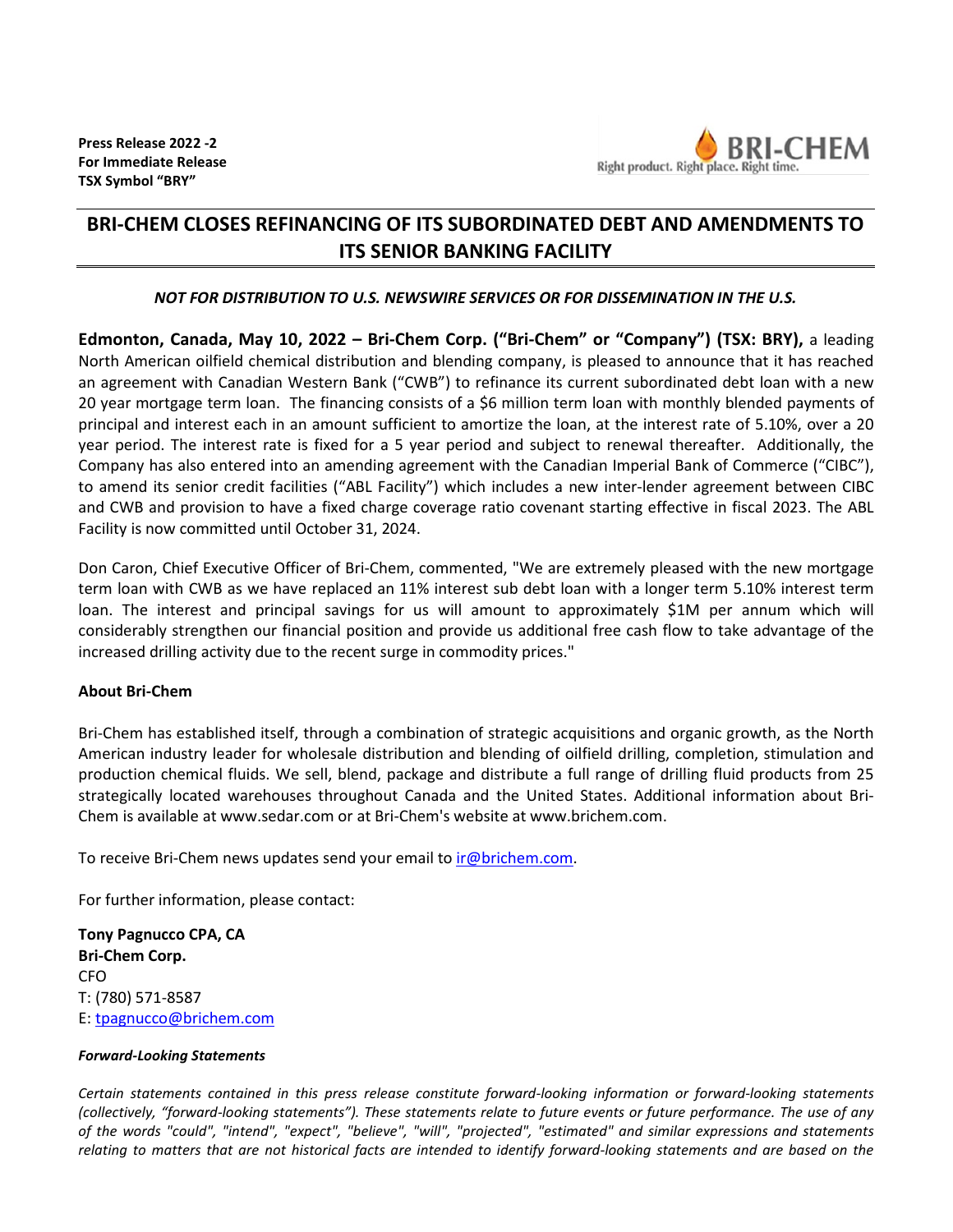**Press Release 2022 -2**
**For Immediate Release**
**TSX Symbol "BRY"**

Right product. Right place. Right time.

# BRI-CHEM CLOSES REFINANCING OF ITS SUBORDINATED DEBT AND AMENDMENTS TO ITS SENIOR BANKING FACILITY

***NOT FOR DISTRIBUTION TO U.S. NEWSWIRE SERVICES OR FOR DISSEMINATION IN THE U.S.***

**Edmonton, Canada, May 10, 2022 – Bri-Chem Corp. ("Bri-Chem" or "Company") (TSX: BRY),** a leading North American oilfield chemical distribution and blending company, is pleased to announce that it has reached an agreement with Canadian Western Bank ("CWB") to refinance its current subordinated debt loan with a new 20 year mortgage term loan. The financing consists of a $6 million term loan with monthly blended payments of principal and interest each in an amount sufficient to amortize the loan, at the interest rate of 5.10%, over a 20 year period. The interest rate is fixed for a 5 year period and subject to renewal thereafter. Additionally, the Company has also entered into an amending agreement with the Canadian Imperial Bank of Commerce ("CIBC"), to amend its senior credit facilities ("ABL Facility") which includes a new inter-lender agreement between CIBC and CWB and provision to have a fixed charge coverage ratio covenant starting effective in fiscal 2023. The ABL Facility is now committed until October 31, 2024.

Don Caron, Chief Executive Officer of Bri-Chem, commented, "We are extremely pleased with the new mortgage term loan with CWB as we have replaced an 11% interest sub debt loan with a longer term 5.10% interest term loan. The interest and principal savings for us will amount to approximately $1M per annum which will considerably strengthen our financial position and provide us additional free cash flow to take advantage of the increased drilling activity due to the recent surge in commodity prices."

**About Bri-Chem**

Bri-Chem has established itself, through a combination of strategic acquisitions and organic growth, as the North American industry leader for wholesale distribution and blending of oilfield drilling, completion, stimulation and production chemical fluids. We sell, blend, package and distribute a full range of drilling fluid products from 25 strategically located warehouses throughout Canada and the United States. Additional information about Bri-Chem is available at www.sedar.com or at Bri-Chem's website at www.brichem.com.

To receive Bri-Chem news updates send your email to ir@brichem.com.

For further information, please contact:

**Tony Pagnucco CPA, CA**
**Bri-Chem Corp.**
CFO
T: (780) 571-8587
E: tpagnucco@brichem.com

***Forward-Looking Statements***

*Certain statements contained in this press release constitute forward-looking information or forward-looking statements (collectively, "forward-looking statements"). These statements relate to future events or future performance. The use of any of the words "could", "intend", "expect", "believe", "will", "projected", "estimated" and similar expressions and statements relating to matters that are not historical facts are intended to identify forward-looking statements and are based on the*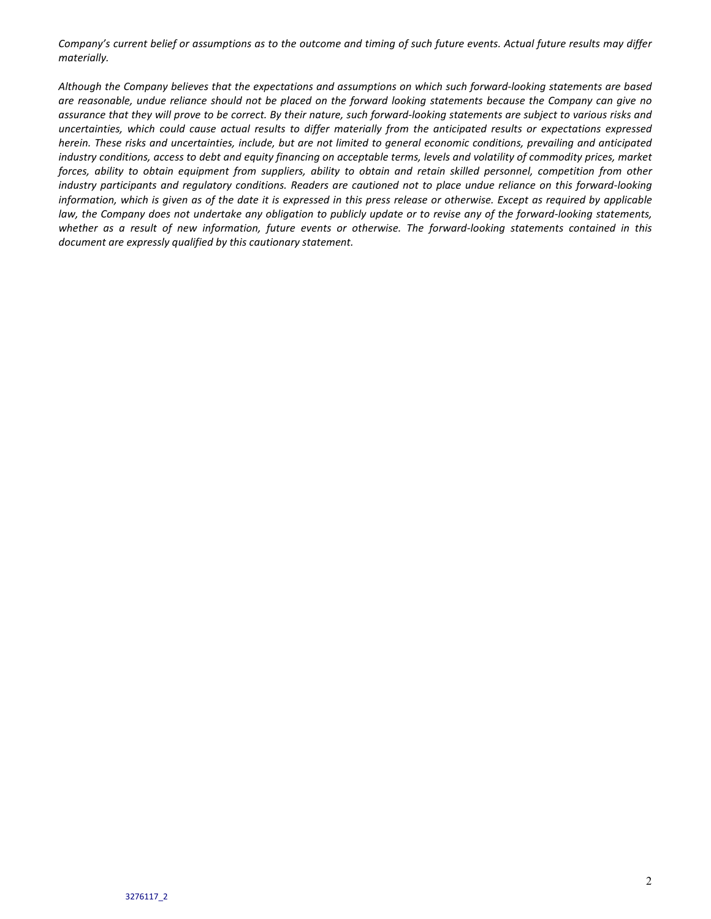*Company's current belief or assumptions as to the outcome and timing of such future events. Actual future results may differ materially.*

*Although the Company believes that the expectations and assumptions on which such forward-looking statements are based are reasonable, undue reliance should not be placed on the forward looking statements because the Company can give no assurance that they will prove to be correct. By their nature, such forward-looking statements are subject to various risks and uncertainties, which could cause actual results to differ materially from the anticipated results or expectations expressed herein. These risks and uncertainties, include, but are not limited to general economic conditions, prevailing and anticipated industry conditions, access to debt and equity financing on acceptable terms, levels and volatility of commodity prices, market forces, ability to obtain equipment from suppliers, ability to obtain and retain skilled personnel, competition from other industry participants and regulatory conditions. Readers are cautioned not to place undue reliance on this forward-looking information, which is given as of the date it is expressed in this press release or otherwise. Except as required by applicable law, the Company does not undertake any obligation to publicly update or to revise any of the forward-looking statements, whether as a result of new information, future events or otherwise. The forward-looking statements contained in this document are expressly qualified by this cautionary statement.*